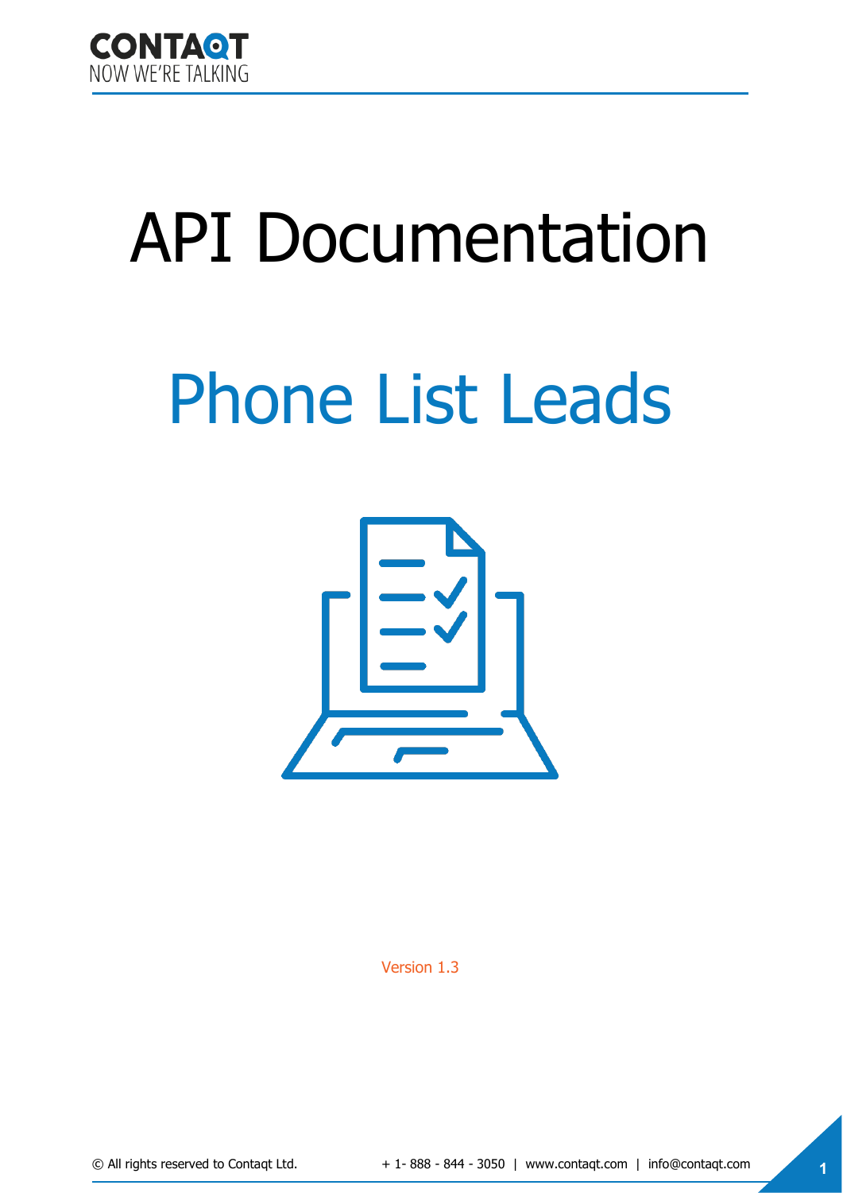# API Documentation

## Phone List Leads

Version 1.3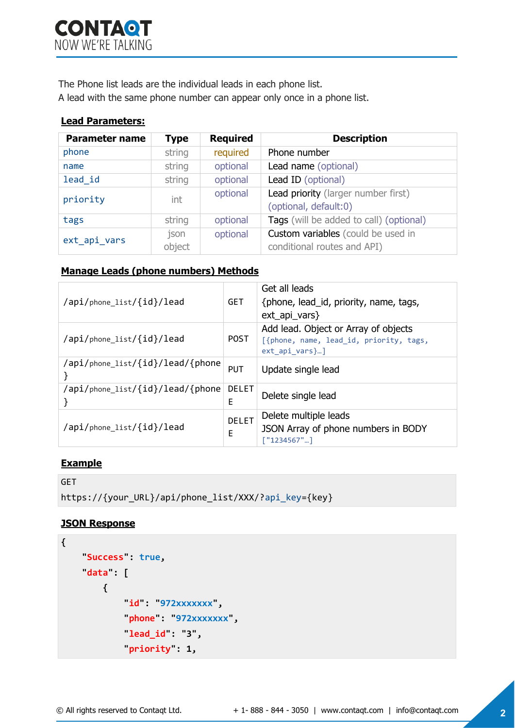The Phone list leads are the individual leads in each phone list.
A lead with the same phone number can appear only once in a phone list.

**Lead Parameters:**

| Parameter name | Type | Required | Description |
|---|---|---|---|
| phone | string | required | Phone number |
| name | string | optional | Lead name (optional) |
| lead_id | string | optional | Lead ID (optional) |
| priority | int | optional | Lead priority (larger number first) (optional, default:0) |
| tags | string | optional | Tags (will be added to call) (optional) |
| ext_api_vars | json object | optional | Custom variables (could be used in conditional routes and API) |

**Manage Leads (phone numbers) Methods**

| | | |
|---|---|---|
| /api/phone_list/{id}/lead | GET | Get all leads {phone, lead_id, priority, name, tags, ext_api_vars} |
| /api/phone_list/{id}/lead | POST | Add lead. Object or Array of objects [{phone, name, lead_id, priority, tags, ext_api_vars}…] |
| /api/phone_list/{id}/lead/{phone} | PUT | Update single lead |
| /api/phone_list/{id}/lead/{phone} | DELETE | Delete single lead |
| /api/phone_list/{id}/lead | DELETE | Delete multiple leads JSON Array of phone numbers in BODY ["1234567"…] |

**Example**

```
GET
https://{your_URL}/api/phone_list/XXX/?api_key={key}
```

**JSON Response**

```
{
    "Success": true,
    "data": [
        {
            "id": "972xxxxxxx",
            "phone": "972xxxxxxx",
            "lead_id": "3",
            "priority": 1,
```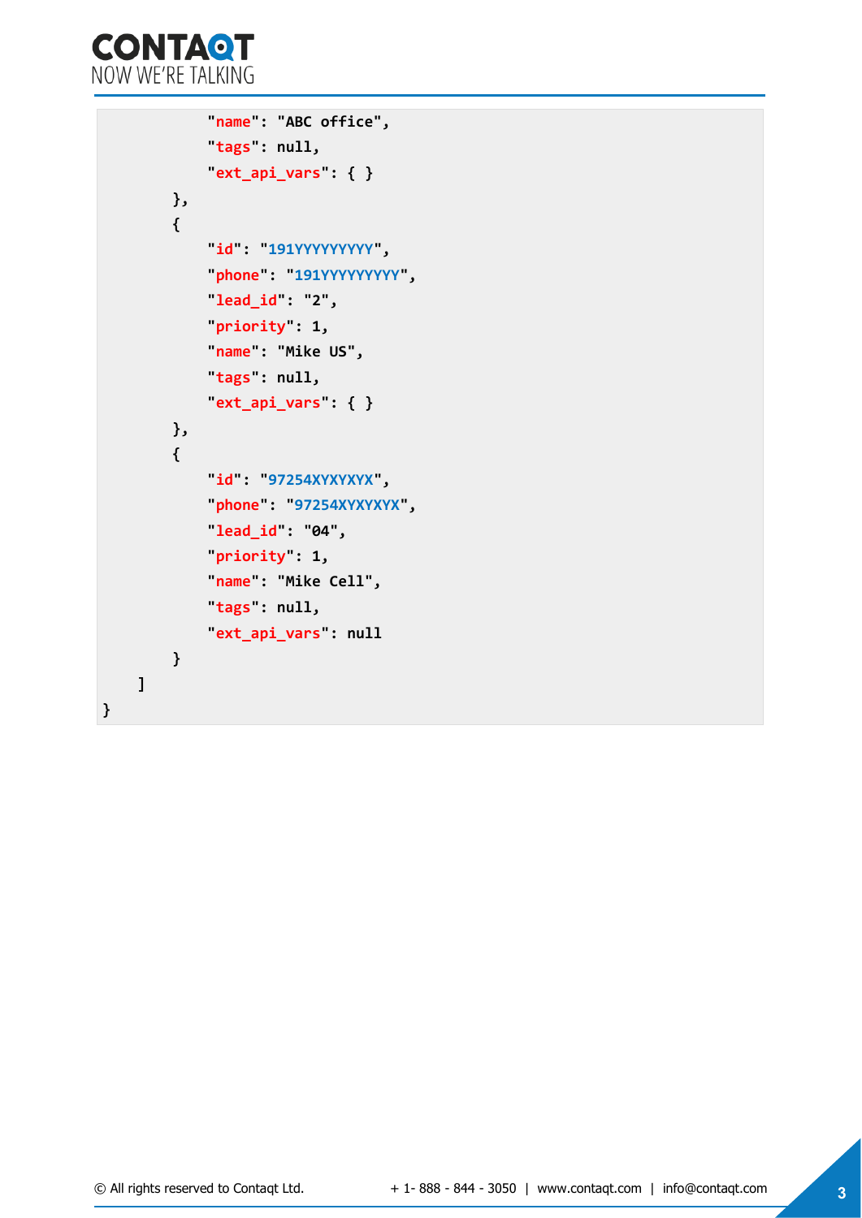```
            "name": "ABC office",
            "tags": null,
            "ext_api_vars": { }
        },
        {
            "id": "191YYYYYYYYY",
            "phone": "191YYYYYYYYY",
            "lead_id": "2",
            "priority": 1,
            "name": "Mike US",
            "tags": null,
            "ext_api_vars": { }
        },
        {
            "id": "97254XYXYXYX",
            "phone": "97254XYXYXYX",
            "lead_id": "04",
            "priority": 1,
            "name": "Mike Cell",
            "tags": null,
            "ext_api_vars": null
        }
    ]
}
```